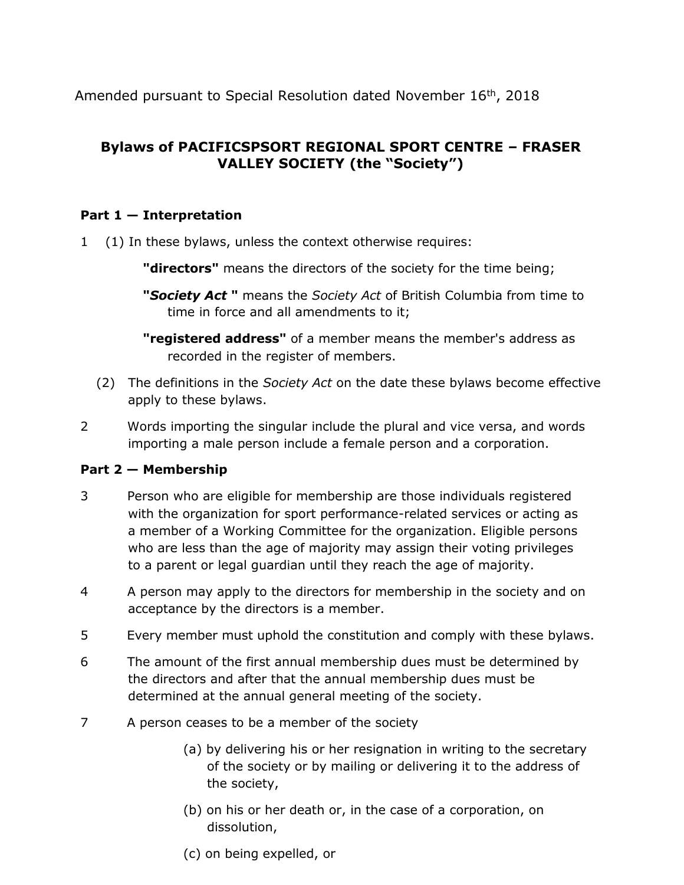Amended pursuant to Special Resolution dated November 16th, 2018

## Bylaws of PACIFICSPSORT REGIONAL SPORT CENTRE – FRASER VALLEY SOCIETY (the "Society")

### Part 1 — Interpretation

1 (1) In these bylaws, unless the context otherwise requires:

**"directors"** means the directors of the society for the time being;

**"*Society Act* "** means the *Society Act* of British Columbia from time to time in force and all amendments to it;

**"registered address"** of a member means the member's address as recorded in the register of members.

(2) The definitions in the *Society Act* on the date these bylaws become effective apply to these bylaws.

2 Words importing the singular include the plural and vice versa, and words importing a male person include a female person and a corporation.

### Part 2 — Membership

3 Person who are eligible for membership are those individuals registered with the organization for sport performance-related services or acting as a member of a Working Committee for the organization. Eligible persons who are less than the age of majority may assign their voting privileges to a parent or legal guardian until they reach the age of majority.

4 A person may apply to the directors for membership in the society and on acceptance by the directors is a member.

5 Every member must uphold the constitution and comply with these bylaws.

6 The amount of the first annual membership dues must be determined by the directors and after that the annual membership dues must be determined at the annual general meeting of the society.

7 A person ceases to be a member of the society

(a) by delivering his or her resignation in writing to the secretary of the society or by mailing or delivering it to the address of the society,

(b) on his or her death or, in the case of a corporation, on dissolution,

(c) on being expelled, or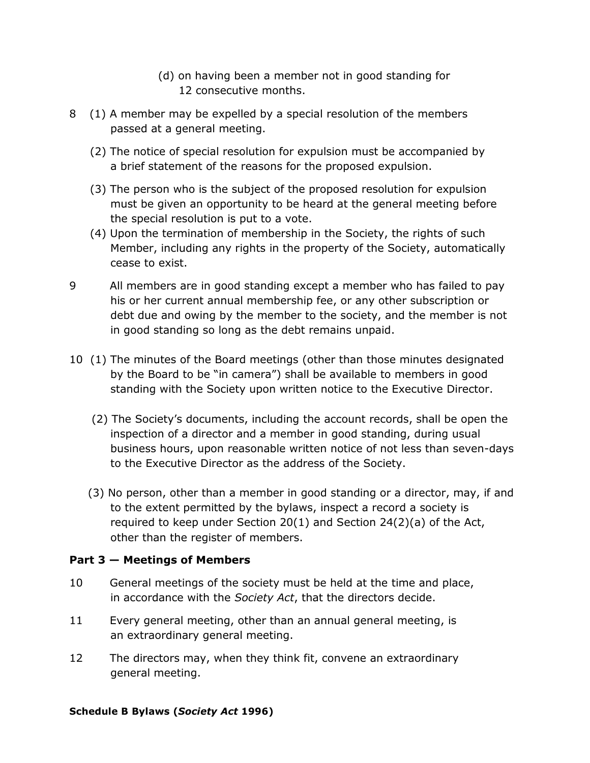(d) on having been a member not in good standing for 12 consecutive months.

8 (1) A member may be expelled by a special resolution of the members passed at a general meeting.

(2) The notice of special resolution for expulsion must be accompanied by a brief statement of the reasons for the proposed expulsion.

(3) The person who is the subject of the proposed resolution for expulsion must be given an opportunity to be heard at the general meeting before the special resolution is put to a vote.

(4) Upon the termination of membership in the Society, the rights of such Member, including any rights in the property of the Society, automatically cease to exist.

9 All members are in good standing except a member who has failed to pay his or her current annual membership fee, or any other subscription or debt due and owing by the member to the society, and the member is not in good standing so long as the debt remains unpaid.

10 (1) The minutes of the Board meetings (other than those minutes designated by the Board to be "in camera") shall be available to members in good standing with the Society upon written notice to the Executive Director.

(2) The Society's documents, including the account records, shall be open the inspection of a director and a member in good standing, during usual business hours, upon reasonable written notice of not less than seven-days to the Executive Director as the address of the Society.

(3) No person, other than a member in good standing or a director, may, if and to the extent permitted by the bylaws, inspect a record a society is required to keep under Section 20(1) and Section 24(2)(a) of the Act, other than the register of members.

## Part 3 — Meetings of Members

10 General meetings of the society must be held at the time and place, in accordance with the *Society Act*, that the directors decide.

11 Every general meeting, other than an annual general meeting, is an extraordinary general meeting.

12 The directors may, when they think fit, convene an extraordinary general meeting.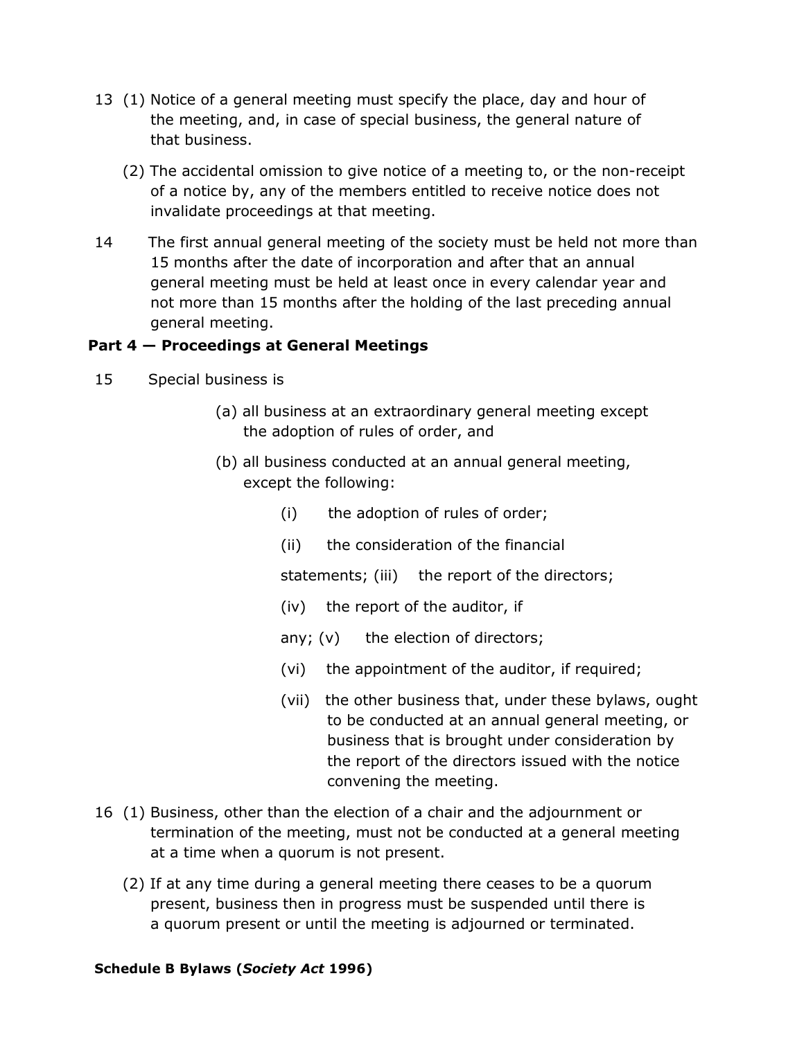13 (1) Notice of a general meeting must specify the place, day and hour of the meeting, and, in case of special business, the general nature of that business.

(2) The accidental omission to give notice of a meeting to, or the non-receipt of a notice by, any of the members entitled to receive notice does not invalidate proceedings at that meeting.

14 The first annual general meeting of the society must be held not more than 15 months after the date of incorporation and after that an annual general meeting must be held at least once in every calendar year and not more than 15 months after the holding of the last preceding annual general meeting.

**Part 4 — Proceedings at General Meetings**

15 Special business is

(a) all business at an extraordinary general meeting except the adoption of rules of order, and

(b) all business conducted at an annual general meeting, except the following:

(i) the adoption of rules of order;

(ii) the consideration of the financial statements;

(iii) the report of the directors;

(iv) the report of the auditor, if any;

(v) the election of directors;

(vi) the appointment of the auditor, if required;

(vii) the other business that, under these bylaws, ought to be conducted at an annual general meeting, or business that is brought under consideration by the report of the directors issued with the notice convening the meeting.

16 (1) Business, other than the election of a chair and the adjournment or termination of the meeting, must not be conducted at a general meeting at a time when a quorum is not present.

(2) If at any time during a general meeting there ceases to be a quorum present, business then in progress must be suspended until there is a quorum present or until the meeting is adjourned or terminated.

**Schedule B Bylaws (*Society Act* 1996)**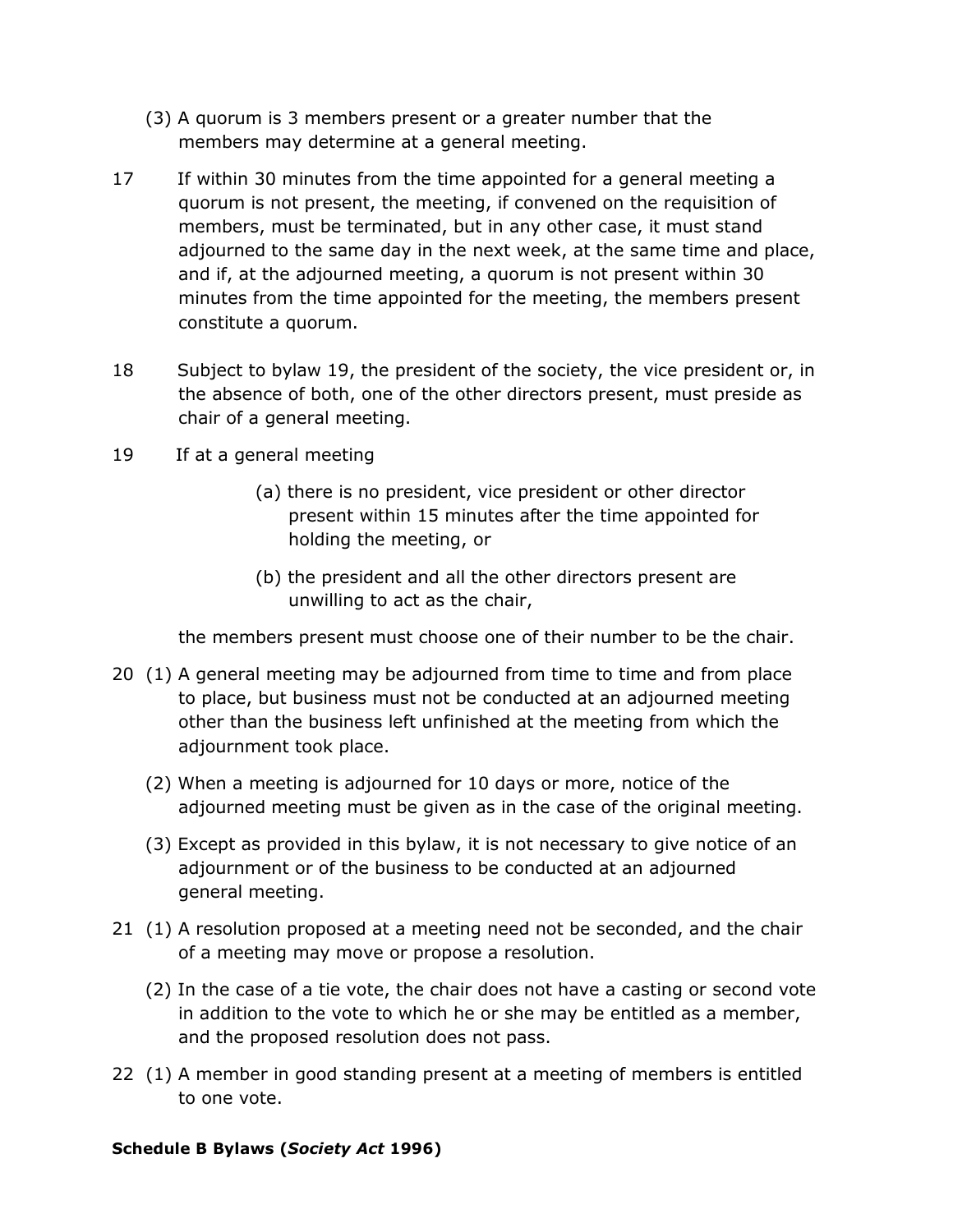(3) A quorum is 3 members present or a greater number that the members may determine at a general meeting.

17 If within 30 minutes from the time appointed for a general meeting a quorum is not present, the meeting, if convened on the requisition of members, must be terminated, but in any other case, it must stand adjourned to the same day in the next week, at the same time and place, and if, at the adjourned meeting, a quorum is not present within 30 minutes from the time appointed for the meeting, the members present constitute a quorum.

18 Subject to bylaw 19, the president of the society, the vice president or, in the absence of both, one of the other directors present, must preside as chair of a general meeting.

19 If at a general meeting

(a) there is no president, vice president or other director present within 15 minutes after the time appointed for holding the meeting, or

(b) the president and all the other directors present are unwilling to act as the chair,

the members present must choose one of their number to be the chair.

20 (1) A general meeting may be adjourned from time to time and from place to place, but business must not be conducted at an adjourned meeting other than the business left unfinished at the meeting from which the adjournment took place.

(2) When a meeting is adjourned for 10 days or more, notice of the adjourned meeting must be given as in the case of the original meeting.

(3) Except as provided in this bylaw, it is not necessary to give notice of an adjournment or of the business to be conducted at an adjourned general meeting.

21 (1) A resolution proposed at a meeting need not be seconded, and the chair of a meeting may move or propose a resolution.

(2) In the case of a tie vote, the chair does not have a casting or second vote in addition to the vote to which he or she may be entitled as a member, and the proposed resolution does not pass.

22 (1) A member in good standing present at a meeting of members is entitled to one vote.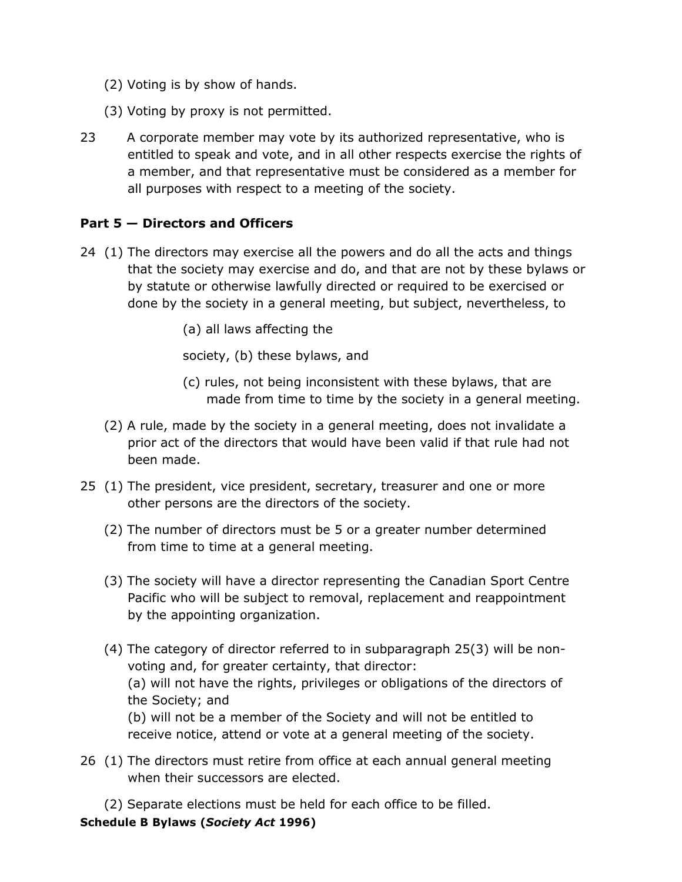(2) Voting is by show of hands.

(3) Voting by proxy is not permitted.

23 A corporate member may vote by its authorized representative, who is entitled to speak and vote, and in all other respects exercise the rights of a member, and that representative must be considered as a member for all purposes with respect to a meeting of the society.

## Part 5 — Directors and Officers

24 (1) The directors may exercise all the powers and do all the acts and things that the society may exercise and do, and that are not by these bylaws or by statute or otherwise lawfully directed or required to be exercised or done by the society in a general meeting, but subject, nevertheless, to

(a) all laws affecting the

society, (b) these bylaws, and

(c) rules, not being inconsistent with these bylaws, that are made from time to time by the society in a general meeting.

(2) A rule, made by the society in a general meeting, does not invalidate a prior act of the directors that would have been valid if that rule had not been made.

25 (1) The president, vice president, secretary, treasurer and one or more other persons are the directors of the society.

(2) The number of directors must be 5 or a greater number determined from time to time at a general meeting.

(3) The society will have a director representing the Canadian Sport Centre Pacific who will be subject to removal, replacement and reappointment by the appointing organization.

(4) The category of director referred to in subparagraph 25(3) will be non-voting and, for greater certainty, that director:
(a) will not have the rights, privileges or obligations of the directors of the Society; and
(b) will not be a member of the Society and will not be entitled to receive notice, attend or vote at a general meeting of the society.

26 (1) The directors must retire from office at each annual general meeting when their successors are elected.

(2) Separate elections must be held for each office to be filled.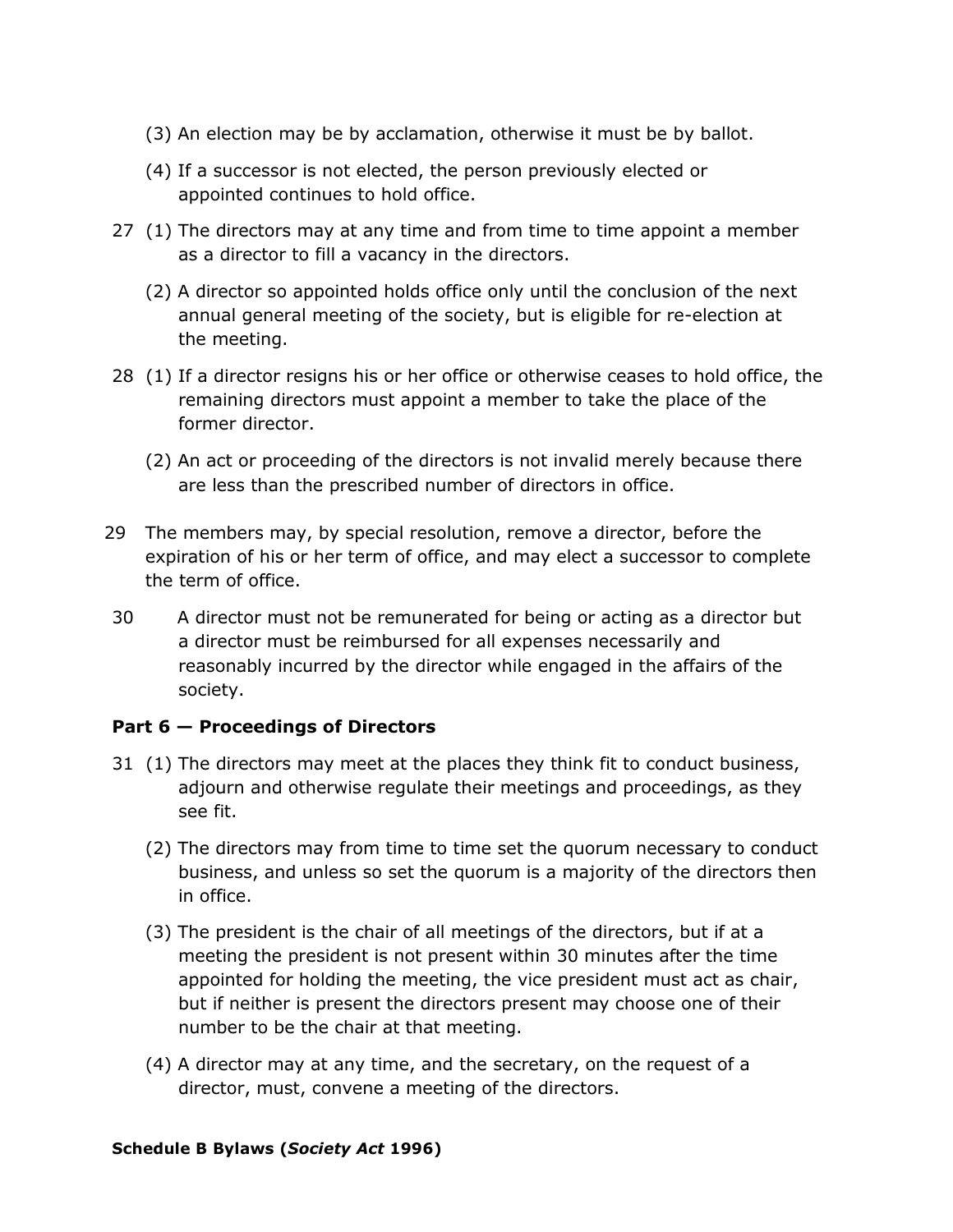(3) An election may be by acclamation, otherwise it must be by ballot.

(4) If a successor is not elected, the person previously elected or appointed continues to hold office.

27 (1) The directors may at any time and from time to time appoint a member as a director to fill a vacancy in the directors.

(2) A director so appointed holds office only until the conclusion of the next annual general meeting of the society, but is eligible for re-election at the meeting.

28 (1) If a director resigns his or her office or otherwise ceases to hold office, the remaining directors must appoint a member to take the place of the former director.

(2) An act or proceeding of the directors is not invalid merely because there are less than the prescribed number of directors in office.

29 The members may, by special resolution, remove a director, before the expiration of his or her term of office, and may elect a successor to complete the term of office.

30 A director must not be remunerated for being or acting as a director but a director must be reimbursed for all expenses necessarily and reasonably incurred by the director while engaged in the affairs of the society.

**Part 6 — Proceedings of Directors**

31 (1) The directors may meet at the places they think fit to conduct business, adjourn and otherwise regulate their meetings and proceedings, as they see fit.

(2) The directors may from time to time set the quorum necessary to conduct business, and unless so set the quorum is a majority of the directors then in office.

(3) The president is the chair of all meetings of the directors, but if at a meeting the president is not present within 30 minutes after the time appointed for holding the meeting, the vice president must act as chair, but if neither is present the directors present may choose one of their number to be the chair at that meeting.

(4) A director may at any time, and the secretary, on the request of a director, must, convene a meeting of the directors.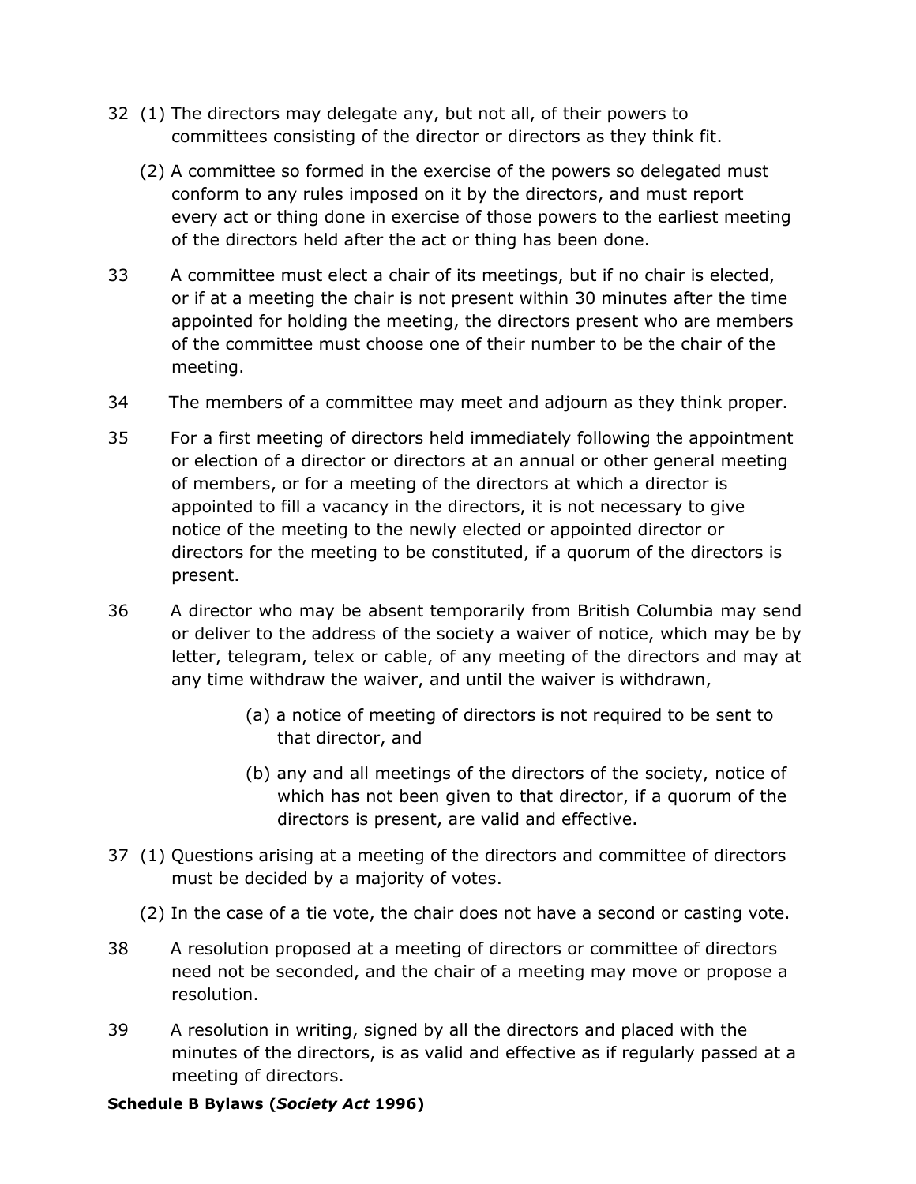32 (1) The directors may delegate any, but not all, of their powers to committees consisting of the director or directors as they think fit.

(2) A committee so formed in the exercise of the powers so delegated must conform to any rules imposed on it by the directors, and must report every act or thing done in exercise of those powers to the earliest meeting of the directors held after the act or thing has been done.

33 A committee must elect a chair of its meetings, but if no chair is elected, or if at a meeting the chair is not present within 30 minutes after the time appointed for holding the meeting, the directors present who are members of the committee must choose one of their number to be the chair of the meeting.

34 The members of a committee may meet and adjourn as they think proper.

35 For a first meeting of directors held immediately following the appointment or election of a director or directors at an annual or other general meeting of members, or for a meeting of the directors at which a director is appointed to fill a vacancy in the directors, it is not necessary to give notice of the meeting to the newly elected or appointed director or directors for the meeting to be constituted, if a quorum of the directors is present.

36 A director who may be absent temporarily from British Columbia may send or deliver to the address of the society a waiver of notice, which may be by letter, telegram, telex or cable, of any meeting of the directors and may at any time withdraw the waiver, and until the waiver is withdrawn,

(a) a notice of meeting of directors is not required to be sent to that director, and

(b) any and all meetings of the directors of the society, notice of which has not been given to that director, if a quorum of the directors is present, are valid and effective.

37 (1) Questions arising at a meeting of the directors and committee of directors must be decided by a majority of votes.

(2) In the case of a tie vote, the chair does not have a second or casting vote.

38 A resolution proposed at a meeting of directors or committee of directors need not be seconded, and the chair of a meeting may move or propose a resolution.

39 A resolution in writing, signed by all the directors and placed with the minutes of the directors, is as valid and effective as if regularly passed at a meeting of directors.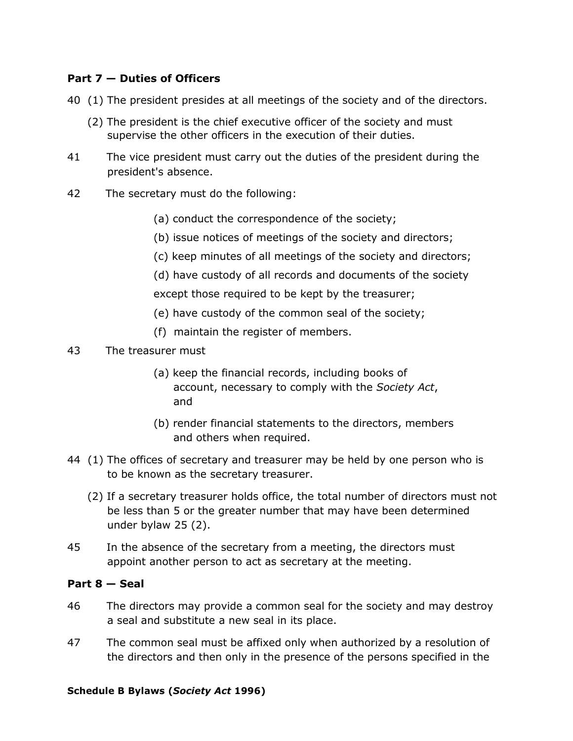**Part 7 — Duties of Officers**

40 (1) The president presides at all meetings of the society and of the directors.

(2) The president is the chief executive officer of the society and must supervise the other officers in the execution of their duties.

41 The vice president must carry out the duties of the president during the president's absence.

42 The secretary must do the following:

(a) conduct the correspondence of the society;

(b) issue notices of meetings of the society and directors;

(c) keep minutes of all meetings of the society and directors;

(d) have custody of all records and documents of the society except those required to be kept by the treasurer;

(e) have custody of the common seal of the society;

(f) maintain the register of members.

43 The treasurer must

(a) keep the financial records, including books of account, necessary to comply with the *Society Act*, and

(b) render financial statements to the directors, members and others when required.

44 (1) The offices of secretary and treasurer may be held by one person who is to be known as the secretary treasurer.

(2) If a secretary treasurer holds office, the total number of directors must not be less than 5 or the greater number that may have been determined under bylaw 25 (2).

45 In the absence of the secretary from a meeting, the directors must appoint another person to act as secretary at the meeting.

**Part 8 — Seal**

46 The directors may provide a common seal for the society and may destroy a seal and substitute a new seal in its place.

47 The common seal must be affixed only when authorized by a resolution of the directors and then only in the presence of the persons specified in the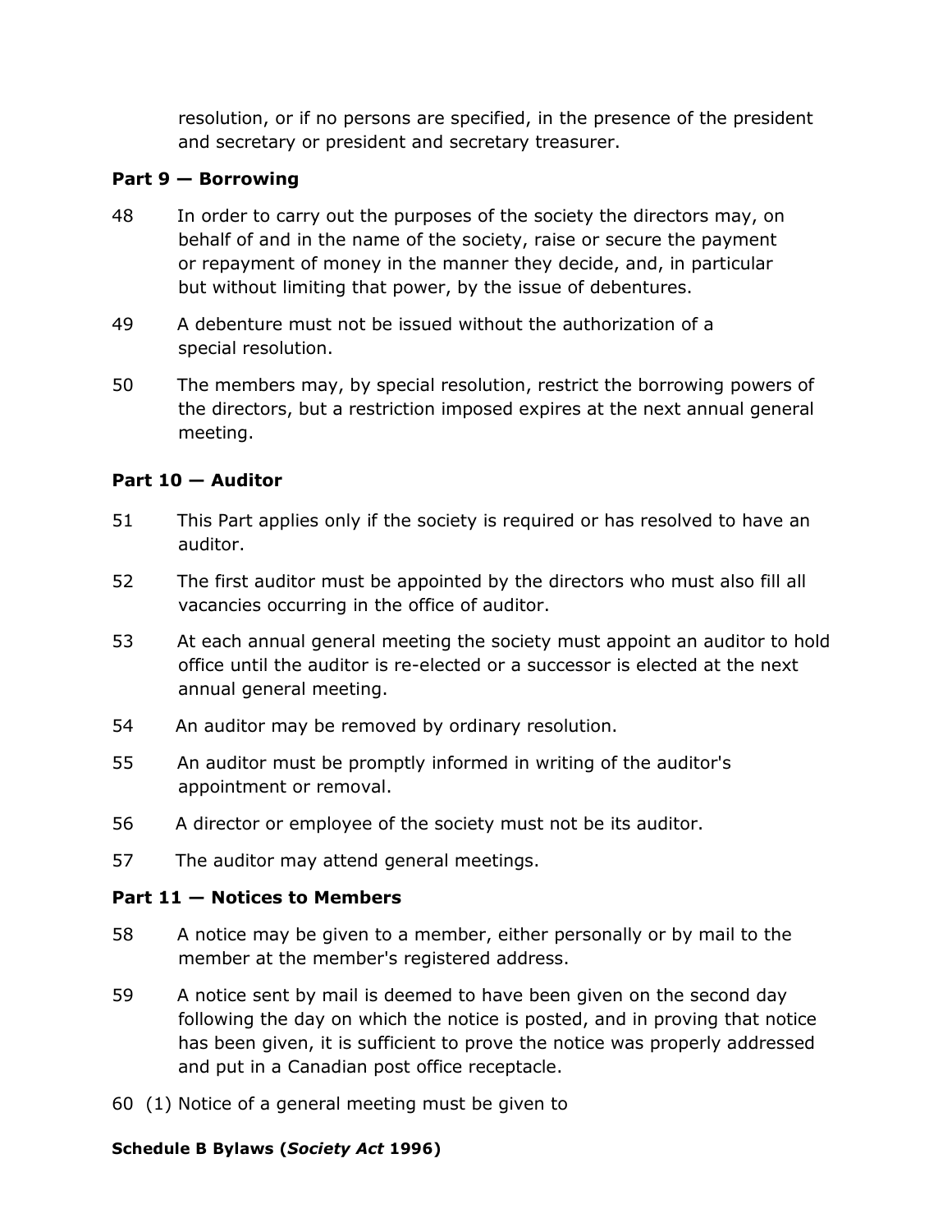resolution, or if no persons are specified, in the presence of the president and secretary or president and secretary treasurer.

**Part 9 — Borrowing**

48 In order to carry out the purposes of the society the directors may, on behalf of and in the name of the society, raise or secure the payment or repayment of money in the manner they decide, and, in particular but without limiting that power, by the issue of debentures.

49 A debenture must not be issued without the authorization of a special resolution.

50 The members may, by special resolution, restrict the borrowing powers of the directors, but a restriction imposed expires at the next annual general meeting.

**Part 10 — Auditor**

51 This Part applies only if the society is required or has resolved to have an auditor.

52 The first auditor must be appointed by the directors who must also fill all vacancies occurring in the office of auditor.

53 At each annual general meeting the society must appoint an auditor to hold office until the auditor is re-elected or a successor is elected at the next annual general meeting.

54 An auditor may be removed by ordinary resolution.

55 An auditor must be promptly informed in writing of the auditor's appointment or removal.

56 A director or employee of the society must not be its auditor.

57 The auditor may attend general meetings.

**Part 11 — Notices to Members**

58 A notice may be given to a member, either personally or by mail to the member at the member's registered address.

59 A notice sent by mail is deemed to have been given on the second day following the day on which the notice is posted, and in proving that notice has been given, it is sufficient to prove the notice was properly addressed and put in a Canadian post office receptacle.

60 (1) Notice of a general meeting must be given to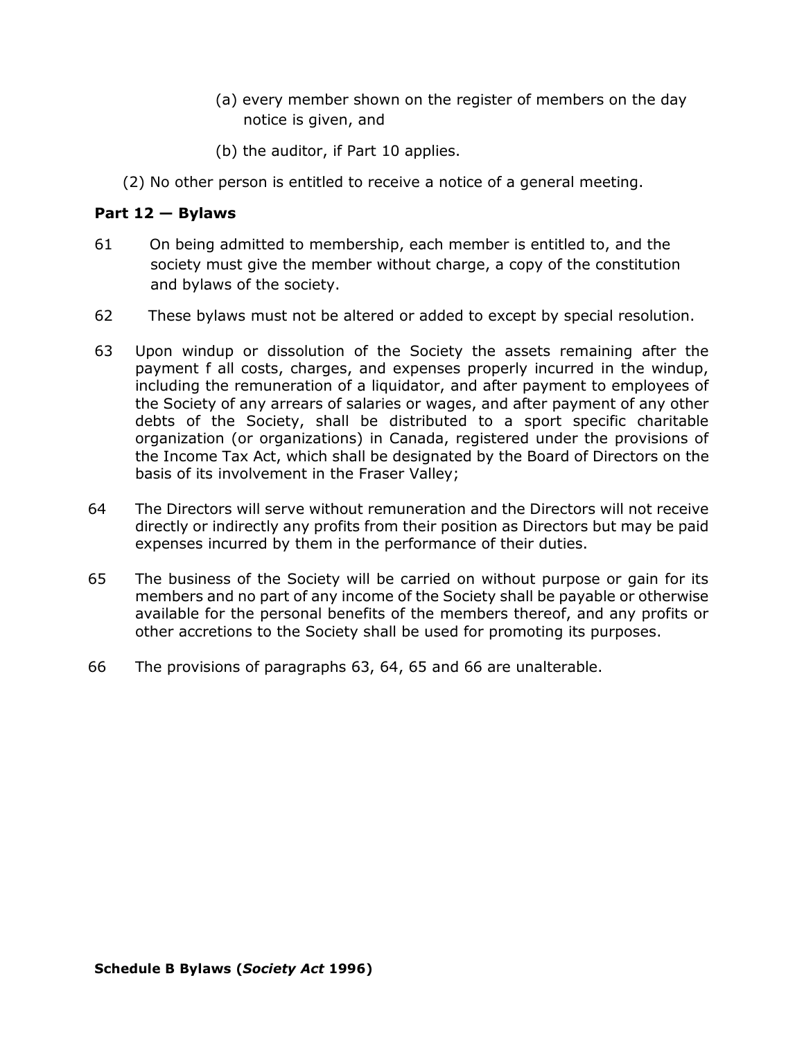(a) every member shown on the register of members on the day notice is given, and

(b) the auditor, if Part 10 applies.

(2) No other person is entitled to receive a notice of a general meeting.

**Part 12 — Bylaws**

61 On being admitted to membership, each member is entitled to, and the society must give the member without charge, a copy of the constitution and bylaws of the society.

62 These bylaws must not be altered or added to except by special resolution.

63 Upon windup or dissolution of the Society the assets remaining after the payment f all costs, charges, and expenses properly incurred in the windup, including the remuneration of a liquidator, and after payment to employees of the Society of any arrears of salaries or wages, and after payment of any other debts of the Society, shall be distributed to a sport specific charitable organization (or organizations) in Canada, registered under the provisions of the Income Tax Act, which shall be designated by the Board of Directors on the basis of its involvement in the Fraser Valley;

64 The Directors will serve without remuneration and the Directors will not receive directly or indirectly any profits from their position as Directors but may be paid expenses incurred by them in the performance of their duties.

65 The business of the Society will be carried on without purpose or gain for its members and no part of any income of the Society shall be payable or otherwise available for the personal benefits of the members thereof, and any profits or other accretions to the Society shall be used for promoting its purposes.

66 The provisions of paragraphs 63, 64, 65 and 66 are unalterable.

**Schedule B Bylaws (*Society Act* 1996)**